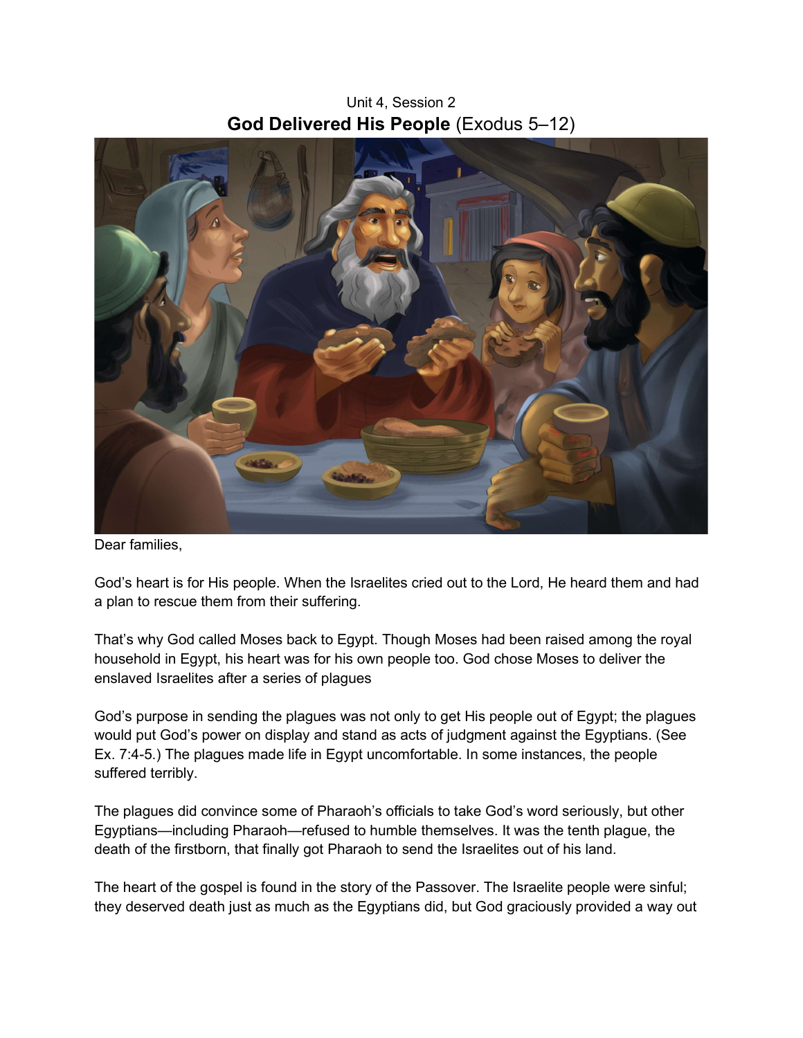Unit 4, Session 2

# **God Delivered His People** (Exodus 5–12)

Dear families,

God's heart is for His people. When the Israelites cried out to the Lord, He heard them and had a plan to rescue them from their suffering.

That's why God called Moses back to Egypt. Though Moses had been raised among the royal household in Egypt, his heart was for his own people too. God chose Moses to deliver the enslaved Israelites after a series of plagues

God's purpose in sending the plagues was not only to get His people out of Egypt; the plagues would put God's power on display and stand as acts of judgment against the Egyptians. (See Ex. 7:4-5.) The plagues made life in Egypt uncomfortable. In some instances, the people suffered terribly.

The plagues did convince some of Pharaoh's officials to take God's word seriously, but other Egyptians—including Pharaoh—refused to humble themselves. It was the tenth plague, the death of the firstborn, that finally got Pharaoh to send the Israelites out of his land.

The heart of the gospel is found in the story of the Passover. The Israelite people were sinful; they deserved death just as much as the Egyptians did, but God graciously provided a way out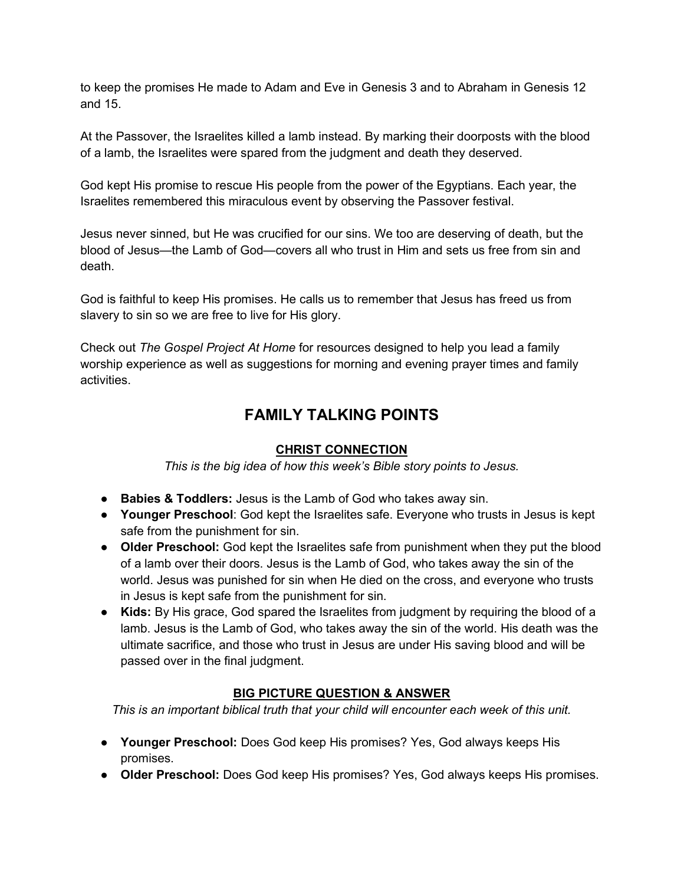to keep the promises He made to Adam and Eve in Genesis 3 and to Abraham in Genesis 12 and 15.

At the Passover, the Israelites killed a lamb instead. By marking their doorposts with the blood of a lamb, the Israelites were spared from the judgment and death they deserved.

God kept His promise to rescue His people from the power of the Egyptians. Each year, the Israelites remembered this miraculous event by observing the Passover festival.

Jesus never sinned, but He was crucified for our sins. We too are deserving of death, but the blood of Jesus—the Lamb of God—covers all who trust in Him and sets us free from sin and death.

God is faithful to keep His promises. He calls us to remember that Jesus has freed us from slavery to sin so we are free to live for His glory.

Check out *The Gospel Project At Home* for resources designed to help you lead a family worship experience as well as suggestions for morning and evening prayer times and family activities.

## FAMILY TALKING POINTS

### CHRIST CONNECTION

*This is the big idea of how this week's Bible story points to Jesus.*

- **Babies & Toddlers:** Jesus is the Lamb of God who takes away sin.
- **Younger Preschool**: God kept the Israelites safe. Everyone who trusts in Jesus is kept safe from the punishment for sin.
- **Older Preschool:** God kept the Israelites safe from punishment when they put the blood of a lamb over their doors. Jesus is the Lamb of God, who takes away the sin of the world. Jesus was punished for sin when He died on the cross, and everyone who trusts in Jesus is kept safe from the punishment for sin.
- **Kids:** By His grace, God spared the Israelites from judgment by requiring the blood of a lamb. Jesus is the Lamb of God, who takes away the sin of the world. His death was the ultimate sacrifice, and those who trust in Jesus are under His saving blood and will be passed over in the final judgment.

### BIG PICTURE QUESTION & ANSWER

*This is an important biblical truth that your child will encounter each week of this unit.*

- **Younger Preschool:** Does God keep His promises? Yes, God always keeps His promises.
- **Older Preschool:** Does God keep His promises? Yes, God always keeps His promises.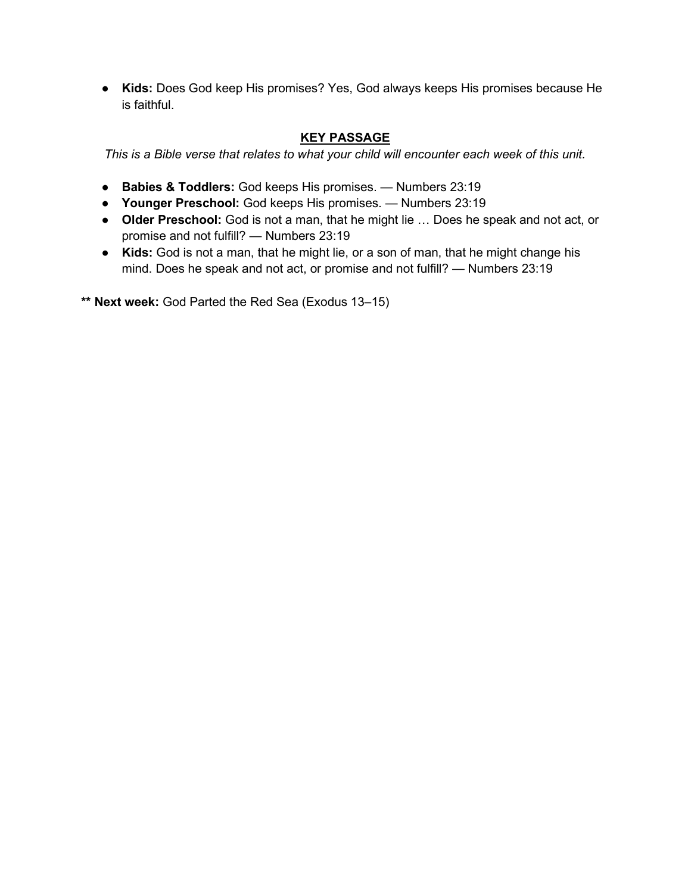- **Kids:** Does God keep His promises? Yes, God always keeps His promises because He is faithful.

## KEY PASSAGE

*This is a Bible verse that relates to what your child will encounter each week of this unit.*

- **Babies & Toddlers:** God keeps His promises. — Numbers 23:19
- **Younger Preschool:** God keeps His promises. — Numbers 23:19
- **Older Preschool:** God is not a man, that he might lie … Does he speak and not act, or promise and not fulfill? — Numbers 23:19
- **Kids:** God is not a man, that he might lie, or a son of man, that he might change his mind. Does he speak and not act, or promise and not fulfill? — Numbers 23:19

** **Next week:** God Parted the Red Sea (Exodus 13–15)